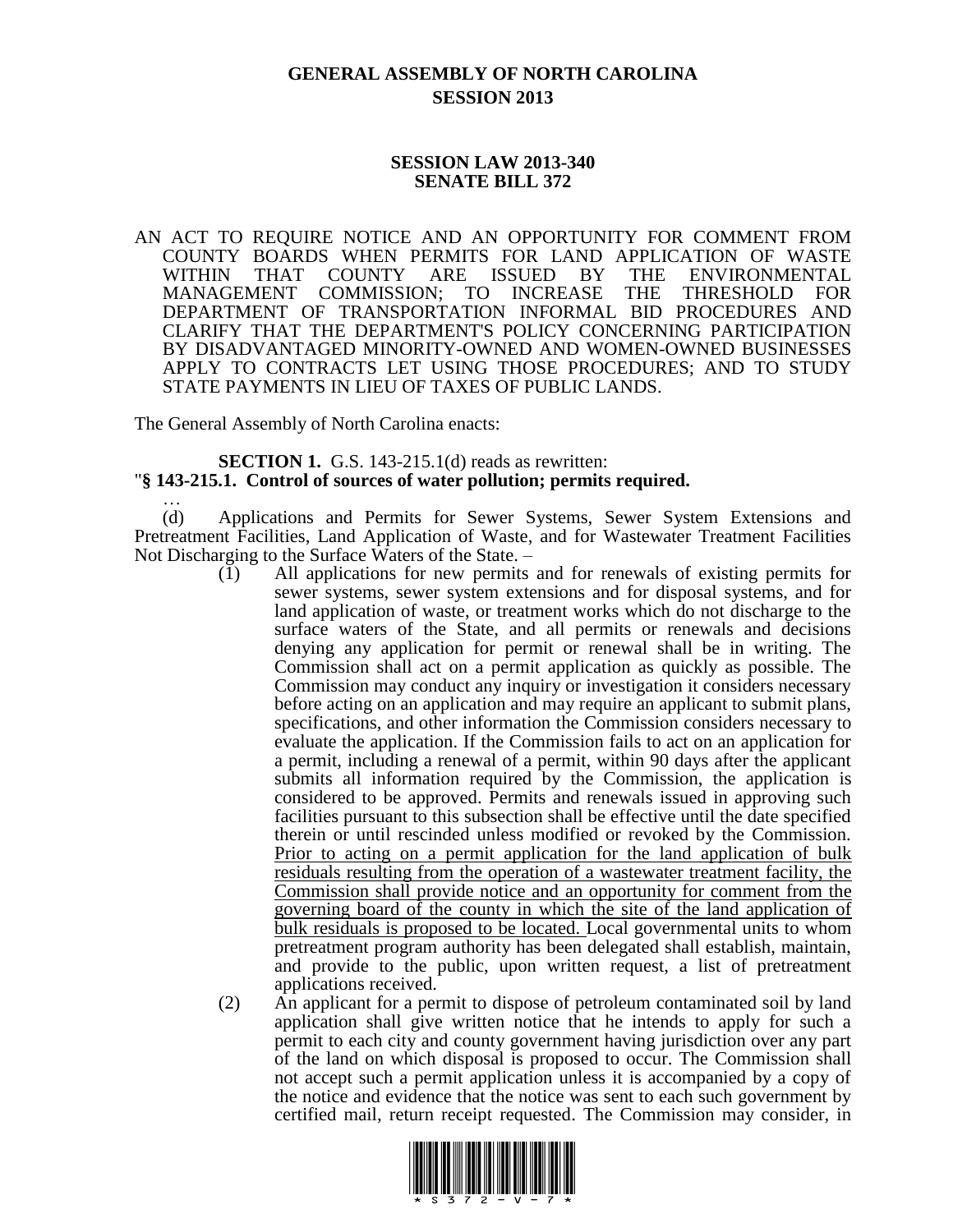# GENERAL ASSEMBLY OF NORTH CAROLINA
## SESSION 2013

### SESSION LAW 2013-340
### SENATE BILL 372

AN ACT TO REQUIRE NOTICE AND AN OPPORTUNITY FOR COMMENT FROM COUNTY BOARDS WHEN PERMITS FOR LAND APPLICATION OF WASTE WITHIN THAT COUNTY ARE ISSUED BY THE ENVIRONMENTAL MANAGEMENT COMMISSION; TO INCREASE THE THRESHOLD FOR DEPARTMENT OF TRANSPORTATION INFORMAL BID PROCEDURES AND CLARIFY THAT THE DEPARTMENT'S POLICY CONCERNING PARTICIPATION BY DISADVANTAGED MINORITY-OWNED AND WOMEN-OWNED BUSINESSES APPLY TO CONTRACTS LET USING THOSE PROCEDURES; AND TO STUDY STATE PAYMENTS IN LIEU OF TAXES OF PUBLIC LANDS.

The General Assembly of North Carolina enacts:

**SECTION 1.** G.S. 143-215.1(d) reads as rewritten:

"**§ 143-215.1. Control of sources of water pollution; permits required.**

…

(d) Applications and Permits for Sewer Systems, Sewer System Extensions and Pretreatment Facilities, Land Application of Waste, and for Wastewater Treatment Facilities Not Discharging to the Surface Waters of the State. –

(1) All applications for new permits and for renewals of existing permits for sewer systems, sewer system extensions and for disposal systems, and for land application of waste, or treatment works which do not discharge to the surface waters of the State, and all permits or renewals and decisions denying any application for permit or renewal shall be in writing. The Commission shall act on a permit application as quickly as possible. The Commission may conduct any inquiry or investigation it considers necessary before acting on an application and may require an applicant to submit plans, specifications, and other information the Commission considers necessary to evaluate the application. If the Commission fails to act on an application for a permit, including a renewal of a permit, within 90 days after the applicant submits all information required by the Commission, the application is considered to be approved. Permits and renewals issued in approving such facilities pursuant to this subsection shall be effective until the date specified therein or until rescinded unless modified or revoked by the Commission. <u>Prior to acting on a permit application for the land application of bulk residuals resulting from the operation of a wastewater treatment facility, the Commission shall provide notice and an opportunity for comment from the governing board of the county in which the site of the land application of bulk residuals is proposed to be located.</u> Local governmental units to whom pretreatment program authority has been delegated shall establish, maintain, and provide to the public, upon written request, a list of pretreatment applications received.

(2) An applicant for a permit to dispose of petroleum contaminated soil by land application shall give written notice that he intends to apply for such a permit to each city and county government having jurisdiction over any part of the land on which disposal is proposed to occur. The Commission shall not accept such a permit application unless it is accompanied by a copy of the notice and evidence that the notice was sent to each such government by certified mail, return receipt requested. The Commission may consider, in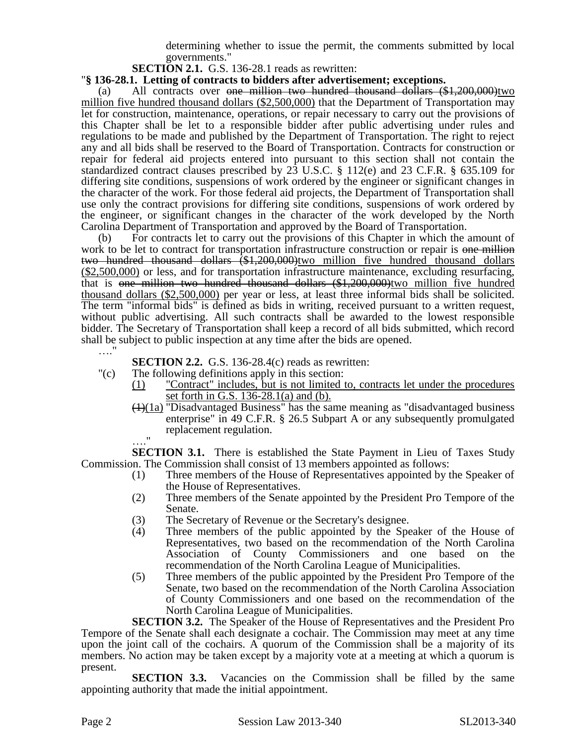determining whether to issue the permit, the comments submitted by local governments."

**SECTION 2.1.** G.S. 136-28.1 reads as rewritten:

"**§ 136-28.1. Letting of contracts to bidders after advertisement; exceptions.**

(a) All contracts over ~~one million two hundred thousand dollars ($1,200,000)~~two million five hundred thousand dollars ($2,500,000) that the Department of Transportation may let for construction, maintenance, operations, or repair necessary to carry out the provisions of this Chapter shall be let to a responsible bidder after public advertising under rules and regulations to be made and published by the Department of Transportation. The right to reject any and all bids shall be reserved to the Board of Transportation. Contracts for construction or repair for federal aid projects entered into pursuant to this section shall not contain the standardized contract clauses prescribed by 23 U.S.C. § 112(e) and 23 C.F.R. § 635.109 for differing site conditions, suspensions of work ordered by the engineer or significant changes in the character of the work. For those federal aid projects, the Department of Transportation shall use only the contract provisions for differing site conditions, suspensions of work ordered by the engineer, or significant changes in the character of the work developed by the North Carolina Department of Transportation and approved by the Board of Transportation.

(b) For contracts let to carry out the provisions of this Chapter in which the amount of work to be let to contract for transportation infrastructure construction or repair is ~~one million two hundred thousand dollars ($1,200,000)~~two million five hundred thousand dollars ($2,500,000) or less, and for transportation infrastructure maintenance, excluding resurfacing, that is ~~one million two hundred thousand dollars ($1,200,000)~~two million five hundred thousand dollars ($2,500,000) per year or less, at least three informal bids shall be solicited. The term "informal bids" is defined as bids in writing, received pursuant to a written request, without public advertising. All such contracts shall be awarded to the lowest responsible bidder. The Secretary of Transportation shall keep a record of all bids submitted, which record shall be subject to public inspection at any time after the bids are opened.

…."

**SECTION 2.2.** G.S. 136-28.4(c) reads as rewritten:

"(c) The following definitions apply in this section:

(1) "Contract" includes, but is not limited to, contracts let under the procedures set forth in G.S. 136-28.1(a) and (b).

~~(1)~~(1a) "Disadvantaged Business" has the same meaning as "disadvantaged business enterprise" in 49 C.F.R. § 26.5 Subpart A or any subsequently promulgated replacement regulation.

…."

**SECTION 3.1.** There is established the State Payment in Lieu of Taxes Study Commission. The Commission shall consist of 13 members appointed as follows:

(1) Three members of the House of Representatives appointed by the Speaker of the House of Representatives.

(2) Three members of the Senate appointed by the President Pro Tempore of the Senate.

(3) The Secretary of Revenue or the Secretary's designee.

(4) Three members of the public appointed by the Speaker of the House of Representatives, two based on the recommendation of the North Carolina Association of County Commissioners and one based on the recommendation of the North Carolina League of Municipalities.

(5) Three members of the public appointed by the President Pro Tempore of the Senate, two based on the recommendation of the North Carolina Association of County Commissioners and one based on the recommendation of the North Carolina League of Municipalities.

**SECTION 3.2.** The Speaker of the House of Representatives and the President Pro Tempore of the Senate shall each designate a cochair. The Commission may meet at any time upon the joint call of the cochairs. A quorum of the Commission shall be a majority of its members. No action may be taken except by a majority vote at a meeting at which a quorum is present.

**SECTION 3.3.** Vacancies on the Commission shall be filled by the same appointing authority that made the initial appointment.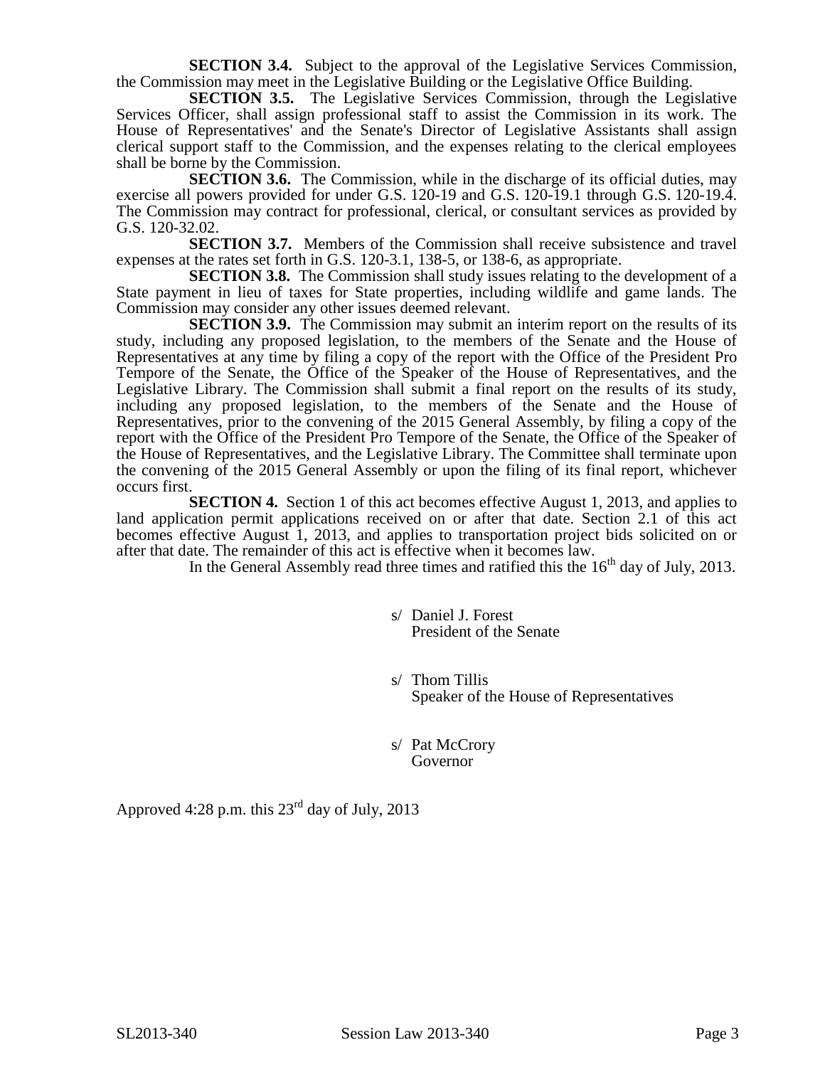**SECTION 3.4.** Subject to the approval of the Legislative Services Commission, the Commission may meet in the Legislative Building or the Legislative Office Building.

**SECTION 3.5.** The Legislative Services Commission, through the Legislative Services Officer, shall assign professional staff to assist the Commission in its work. The House of Representatives' and the Senate's Director of Legislative Assistants shall assign clerical support staff to the Commission, and the expenses relating to the clerical employees shall be borne by the Commission.

**SECTION 3.6.** The Commission, while in the discharge of its official duties, may exercise all powers provided for under G.S. 120-19 and G.S. 120-19.1 through G.S. 120-19.4. The Commission may contract for professional, clerical, or consultant services as provided by G.S. 120-32.02.

**SECTION 3.7.** Members of the Commission shall receive subsistence and travel expenses at the rates set forth in G.S. 120-3.1, 138-5, or 138-6, as appropriate.

**SECTION 3.8.** The Commission shall study issues relating to the development of a State payment in lieu of taxes for State properties, including wildlife and game lands. The Commission may consider any other issues deemed relevant.

**SECTION 3.9.** The Commission may submit an interim report on the results of its study, including any proposed legislation, to the members of the Senate and the House of Representatives at any time by filing a copy of the report with the Office of the President Pro Tempore of the Senate, the Office of the Speaker of the House of Representatives, and the Legislative Library. The Commission shall submit a final report on the results of its study, including any proposed legislation, to the members of the Senate and the House of Representatives, prior to the convening of the 2015 General Assembly, by filing a copy of the report with the Office of the President Pro Tempore of the Senate, the Office of the Speaker of the House of Representatives, and the Legislative Library. The Committee shall terminate upon the convening of the 2015 General Assembly or upon the filing of its final report, whichever occurs first.

**SECTION 4.** Section 1 of this act becomes effective August 1, 2013, and applies to land application permit applications received on or after that date. Section 2.1 of this act becomes effective August 1, 2013, and applies to transportation project bids solicited on or after that date. The remainder of this act is effective when it becomes law.

In the General Assembly read three times and ratified this the 16th day of July, 2013.

s/ Daniel J. Forest
President of the Senate

s/ Thom Tillis
Speaker of the House of Representatives

s/ Pat McCrory
Governor

Approved 4:28 p.m. this 23rd day of July, 2013